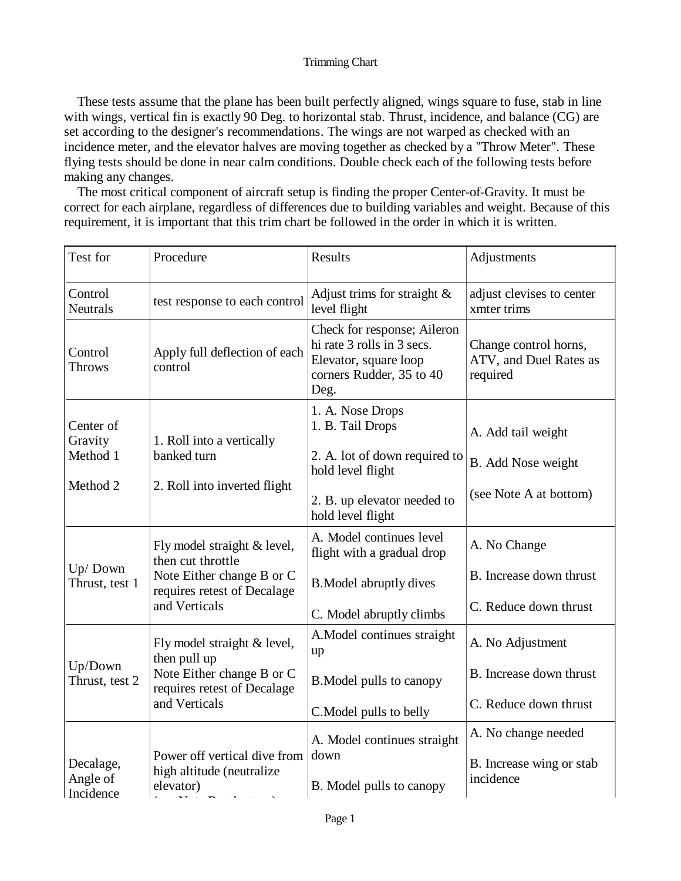# Trimming Chart

These tests assume that the plane has been built perfectly aligned, wings square to fuse, stab in line with wings, vertical fin is exactly 90 Deg. to horizontal stab. Thrust, incidence, and balance (CG) are set according to the designer's recommendations. The wings are not warped as checked with an incidence meter, and the elevator halves are moving together as checked by a "Throw Meter". These flying tests should be done in near calm conditions. Double check each of the following tests before making any changes.

The most critical component of aircraft setup is finding the proper Center-of-Gravity. It must be correct for each airplane, regardless of differences due to building variables and weight. Because of this requirement, it is important that this trim chart be followed in the order in which it is written.

| Test for | Procedure | Results | Adjustments |
|---|---|---|---|
| Control Neutrals | test response to each control | Adjust trims for straight & level flight | adjust clevises to center xmter trims |
| Control Throws | Apply full deflection of each control | Check for response; Aileron hi rate 3 rolls in 3 secs. Elevator, square loop corners Rudder, 35 to 40 Deg. | Change control horns, ATV, and Duel Rates as required |
| Center of Gravity Method 1<br><br>Method 2 | 1. Roll into a vertically banked turn<br><br>2. Roll into inverted flight | 1. A. Nose Drops<br>1. B. Tail Drops<br><br>2. A. lot of down required to hold level flight<br><br>2. B. up elevator needed to hold level flight | A. Add tail weight<br><br>B. Add Nose weight<br><br>(see Note A at bottom) |
| Up/ Down Thrust, test 1 | Fly model straight & level, then cut throttle<br>Note Either change B or C requires retest of Decalage and Verticals | A. Model continues level flight with a gradual drop<br><br>B.Model abruptly dives<br><br>C. Model abruptly climbs | A. No Change<br><br>B. Increase down thrust<br><br>C. Reduce down thrust |
| Up/Down Thrust, test 2 | Fly model straight & level, then pull up<br>Note Either change B or C requires retest of Decalage and Verticals | A.Model continues straight up<br><br>B.Model pulls to canopy<br><br>C.Model pulls to belly | A. No Adjustment<br><br>B. Increase down thrust<br><br>C. Reduce down thrust |
| Decalage, Angle of Incidence | Power off vertical dive from high altitude (neutralize elevator)<br>(see Note B at bottom) | A. Model continues straight down<br><br>B. Model pulls to canopy | A. No change needed<br><br>B. Increase wing or stab incidence |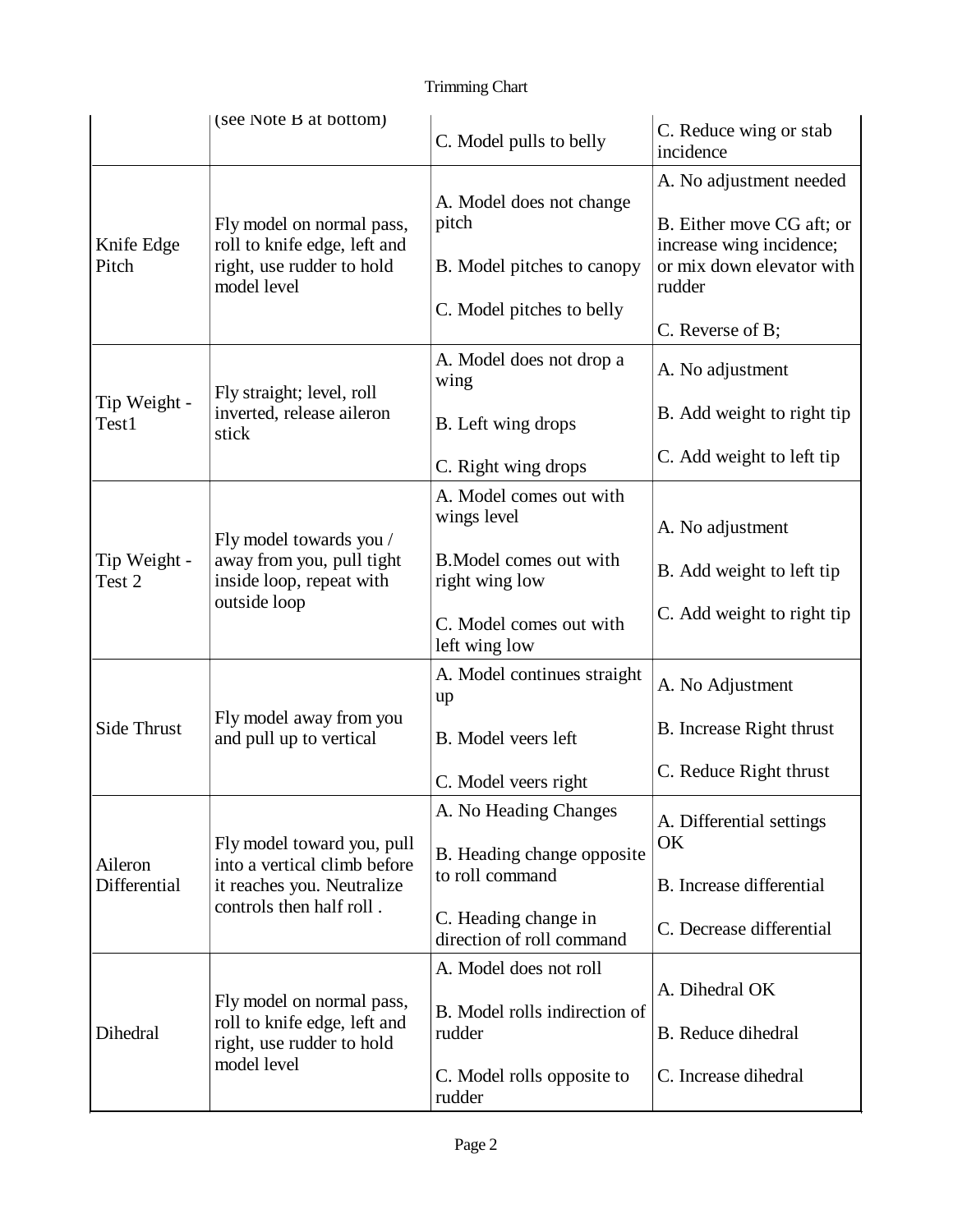| | | | |
|---|---|---|---|
| | (see Note B at bottom) | C. Model pulls to belly | C. Reduce wing or stab incidence |
| Knife Edge Pitch | Fly model on normal pass, roll to knife edge, left and right, use rudder to hold model level | A. Model does not change pitch<br><br>B. Model pitches to canopy<br><br>C. Model pitches to belly | A. No adjustment needed<br><br>B. Either move CG aft; or increase wing incidence; or mix down elevator with rudder<br><br>C. Reverse of B; |
| Tip Weight - Test1 | Fly straight; level, roll inverted, release aileron stick | A. Model does not drop a wing<br><br>B. Left wing drops<br><br>C. Right wing drops | A. No adjustment<br><br>B. Add weight to right tip<br><br>C. Add weight to left tip |
| Tip Weight - Test 2 | Fly model towards you / away from you, pull tight inside loop, repeat with outside loop | A. Model comes out with wings level<br><br>B.Model comes out with right wing low<br><br>C. Model comes out with left wing low | A. No adjustment<br><br>B. Add weight to left tip<br><br>C. Add weight to right tip |
| Side Thrust | Fly model away from you and pull up to vertical | A. Model continues straight up<br><br>B. Model veers left<br><br>C. Model veers right | A. No Adjustment<br><br>B. Increase Right thrust<br><br>C. Reduce Right thrust |
| Aileron Differential | Fly model toward you, pull into a vertical climb before it reaches you. Neutralize controls then half roll . | A. No Heading Changes<br><br>B. Heading change opposite to roll command<br><br>C. Heading change in direction of roll command | A. Differential settings OK<br><br>B. Increase differential<br><br>C. Decrease differential |
| Dihedral | Fly model on normal pass, roll to knife edge, left and right, use rudder to hold model level | A. Model does not roll<br><br>B. Model rolls indirection of rudder<br><br>C. Model rolls opposite to rudder | A. Dihedral OK<br><br>B. Reduce dihedral<br><br>C. Increase dihedral |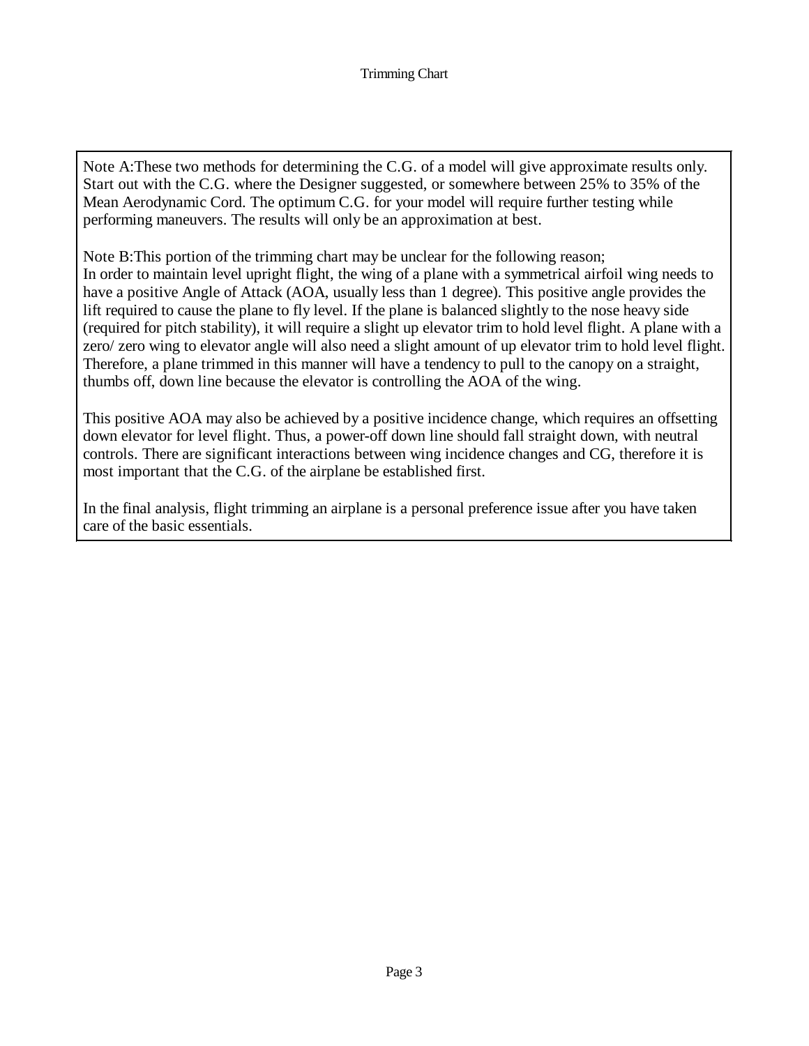Note A:These two methods for determining the C.G. of a model will give approximate results only. Start out with the C.G. where the Designer suggested, or somewhere between 25% to 35% of the Mean Aerodynamic Cord. The optimum C.G. for your model will require further testing while performing maneuvers. The results will only be an approximation at best.

Note B:This portion of the trimming chart may be unclear for the following reason;
In order to maintain level upright flight, the wing of a plane with a symmetrical airfoil wing needs to have a positive Angle of Attack (AOA, usually less than 1 degree). This positive angle provides the lift required to cause the plane to fly level. If the plane is balanced slightly to the nose heavy side (required for pitch stability), it will require a slight up elevator trim to hold level flight. A plane with a zero/ zero wing to elevator angle will also need a slight amount of up elevator trim to hold level flight. Therefore, a plane trimmed in this manner will have a tendency to pull to the canopy on a straight, thumbs off, down line because the elevator is controlling the AOA of the wing.

This positive AOA may also be achieved by a positive incidence change, which requires an offsetting down elevator for level flight. Thus, a power-off down line should fall straight down, with neutral controls. There are significant interactions between wing incidence changes and CG, therefore it is most important that the C.G. of the airplane be established first.

In the final analysis, flight trimming an airplane is a personal preference issue after you have taken care of the basic essentials.